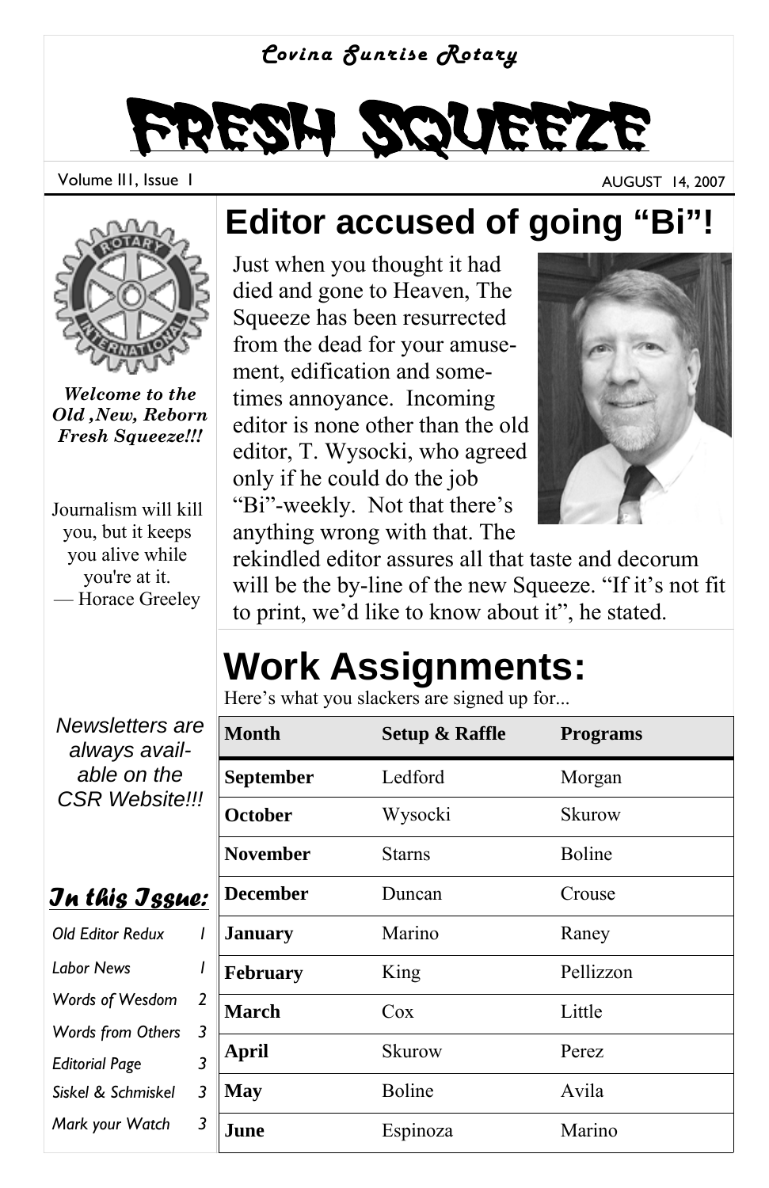*Covina Sunrise Rotary*

# FRESH SQUEEZE

Volume III, Issue 1 — AUGUST 14, 2007

***Welcome to the Old ,New, Reborn Fresh Squeeze!!!***

Journalism will kill you, but it keeps you alive while you're at it.
— Horace Greeley

*Newsletters are always available on the CSR Website!!!*

### *In this Issue:*

- *Old Editor Redux* 1
- *Labor News* 1
- *Words of Wesdom* 2
- *Words from Others* 3
- *Editorial Page* 3
- *Siskel & Schmiskel* 3
- *Mark your Watch* 3

## Editor accused of going "Bi"!

Just when you thought it had died and gone to Heaven, The Squeeze has been resurrected from the dead for your amusement, edification and sometimes annoyance. Incoming editor is none other than the old editor, T. Wysocki, who agreed only if he could do the job "Bi"-weekly. Not that there's anything wrong with that. The rekindled editor assures all that taste and decorum will be the by-line of the new Squeeze. "If it's not fit to print, we'd like to know about it", he stated.

## Work Assignments:

Here's what you slackers are signed up for...

| Month | Setup & Raffle | Programs |
|---|---|---|
| **September** | Ledford | Morgan |
| **October** | Wysocki | Skurow |
| **November** | Starns | Boline |
| **December** | Duncan | Crouse |
| **January** | Marino | Raney |
| **February** | King | Pellizzon |
| **March** | Cox | Little |
| **April** | Skurow | Perez |
| **May** | Boline | Avila |
| **June** | Espinoza | Marino |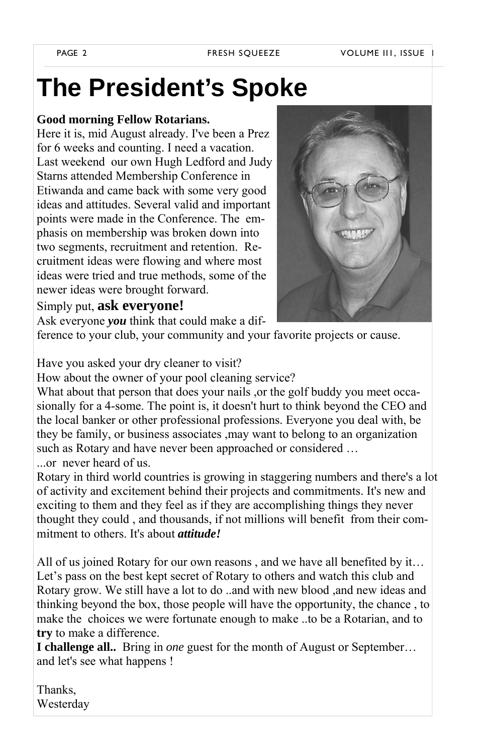# The President's Spoke

**Good morning Fellow Rotarians.**

Here it is, mid August already. I've been a Prez for 6 weeks and counting. I need a vacation. Last weekend our own Hugh Ledford and Judy Starns attended Membership Conference in Etiwanda and came back with some very good ideas and attitudes. Several valid and important points were made in the Conference. The emphasis on membership was broken down into two segments, recruitment and retention. Recruitment ideas were flowing and where most ideas were tried and true methods, some of the newer ideas were brought forward.

Simply put, **ask everyone!**

Ask everyone ***you*** think that could make a difference to your club, your community and your favorite projects or cause.

Have you asked your dry cleaner to visit?
How about the owner of your pool cleaning service?
What about that person that does your nails ,or the golf buddy you meet occasionally for a 4-some. The point is, it doesn't hurt to think beyond the CEO and the local banker or other professional professions. Everyone you deal with, be they be family, or business associates ,may want to belong to an organization such as Rotary and have never been approached or considered …
...or never heard of us.
Rotary in third world countries is growing in staggering numbers and there's a lot of activity and excitement behind their projects and commitments. It's new and exciting to them and they feel as if they are accomplishing things they never thought they could , and thousands, if not millions will benefit from their commitment to others. It's about ***attitude!***

All of us joined Rotary for our own reasons , and we have all benefited by it… Let's pass on the best kept secret of Rotary to others and watch this club and Rotary grow. We still have a lot to do ..and with new blood ,and new ideas and thinking beyond the box, those people will have the opportunity, the chance , to make the choices we were fortunate enough to make ..to be a Rotarian, and to **try** to make a difference.
**I challenge all..** Bring in *one* guest for the month of August or September… and let's see what happens !

Thanks,
Westerday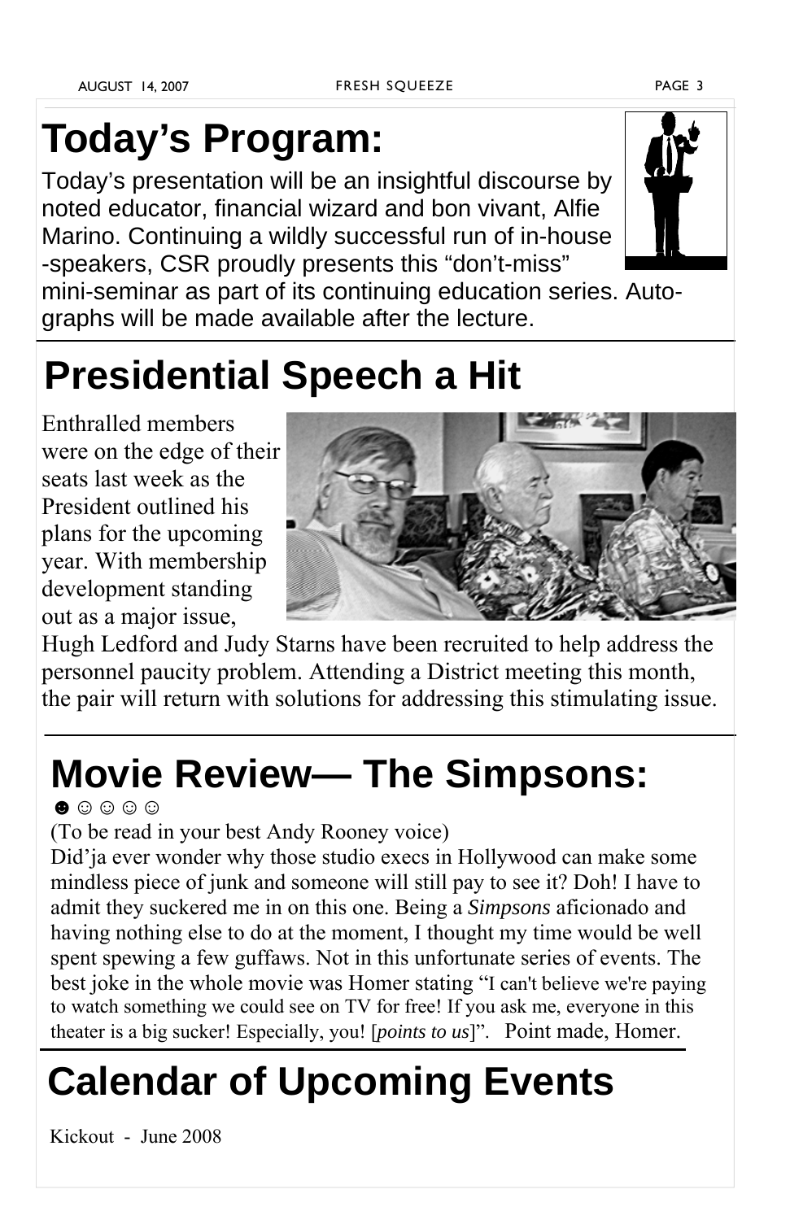# Today's Program:

Today's presentation will be an insightful discourse by noted educator, financial wizard and bon vivant, Alfie Marino. Continuing a wildly successful run of in-house -speakers, CSR proudly presents this "don't-miss" mini-seminar as part of its continuing education series. Autographs will be made available after the lecture.

# Presidential Speech a Hit

Enthralled members were on the edge of their seats last week as the President outlined his plans for the upcoming year. With membership development standing out as a major issue, Hugh Ledford and Judy Starns have been recruited to help address the personnel paucity problem. Attending a District meeting this month, the pair will return with solutions for addressing this stimulating issue.

# Movie Review— The Simpsons:

☻☺☺☺☺

(To be read in your best Andy Rooney voice)

Did'ja ever wonder why those studio execs in Hollywood can make some mindless piece of junk and someone will still pay to see it? Doh! I have to admit they suckered me in on this one. Being a *Simpsons* aficionado and having nothing else to do at the moment, I thought my time would be well spent spewing a few guffaws. Not in this unfortunate series of events. The best joke in the whole movie was Homer stating "I can't believe we're paying to watch something we could see on TV for free! If you ask me, everyone in this theater is a big sucker! Especially, you! [*points to us*]". Point made, Homer.

# Calendar of Upcoming Events

Kickout - June 2008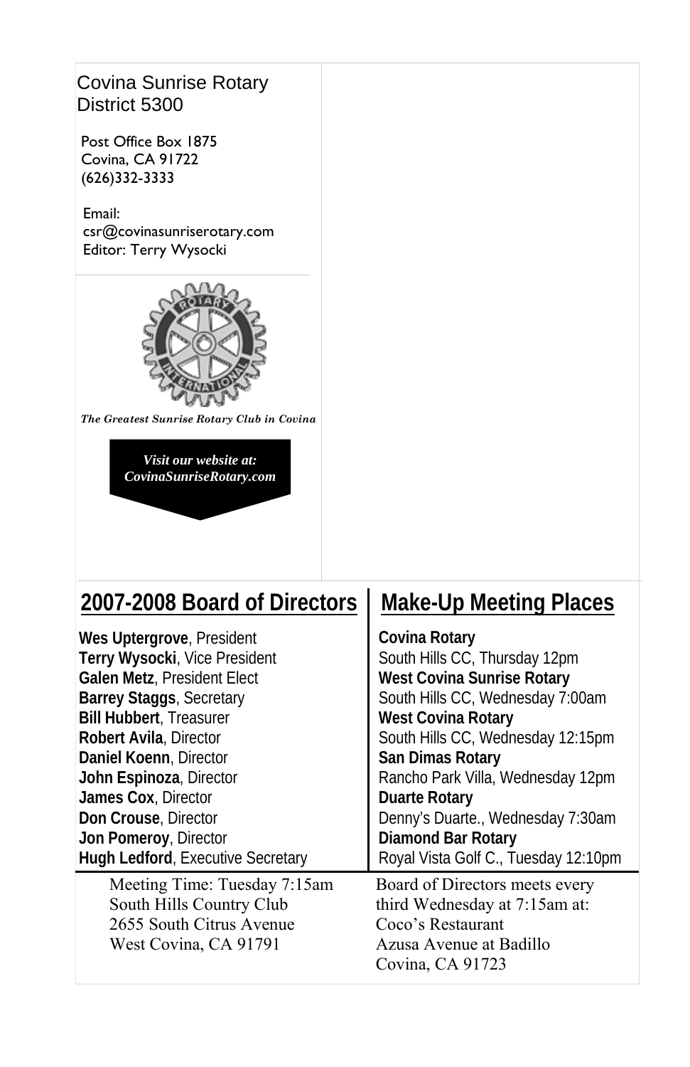Covina Sunrise Rotary
District 5300

Post Office Box 1875
Covina, CA 91722
(626)332-3333

Email:
csr@covinasunriserotary.com
Editor: Terry Wysocki

*The Greatest Sunrise Rotary Club in Covina*

***Visit our website at:***
***CovinaSunriseRotary.com***

## 2007-2008 Board of Directors

**Wes Uptergrove**, President
**Terry Wysocki**, Vice President
**Galen Metz**, President Elect
**Barrey Staggs**, Secretary
**Bill Hubbert**, Treasurer
**Robert Avila**, Director
**Daniel Koenn**, Director
**John Espinoza**, Director
**James Cox**, Director
**Don Crouse**, Director
**Jon Pomeroy**, Director
**Hugh Ledford**, Executive Secretary

## Make-Up Meeting Places

**Covina Rotary**
South Hills CC, Thursday 12pm
**West Covina Sunrise Rotary**
South Hills CC, Wednesday 7:00am
**West Covina Rotary**
South Hills CC, Wednesday 12:15pm
**San Dimas Rotary**
Rancho Park Villa, Wednesday 12pm
**Duarte Rotary**
Denny's Duarte., Wednesday 7:30am
**Diamond Bar Rotary**
Royal Vista Golf C., Tuesday 12:10pm

Meeting Time: Tuesday 7:15am
South Hills Country Club
2655 South Citrus Avenue
West Covina, CA 91791

Board of Directors meets every third Wednesday at 7:15am at:
Coco's Restaurant
Azusa Avenue at Badillo
Covina, CA 91723